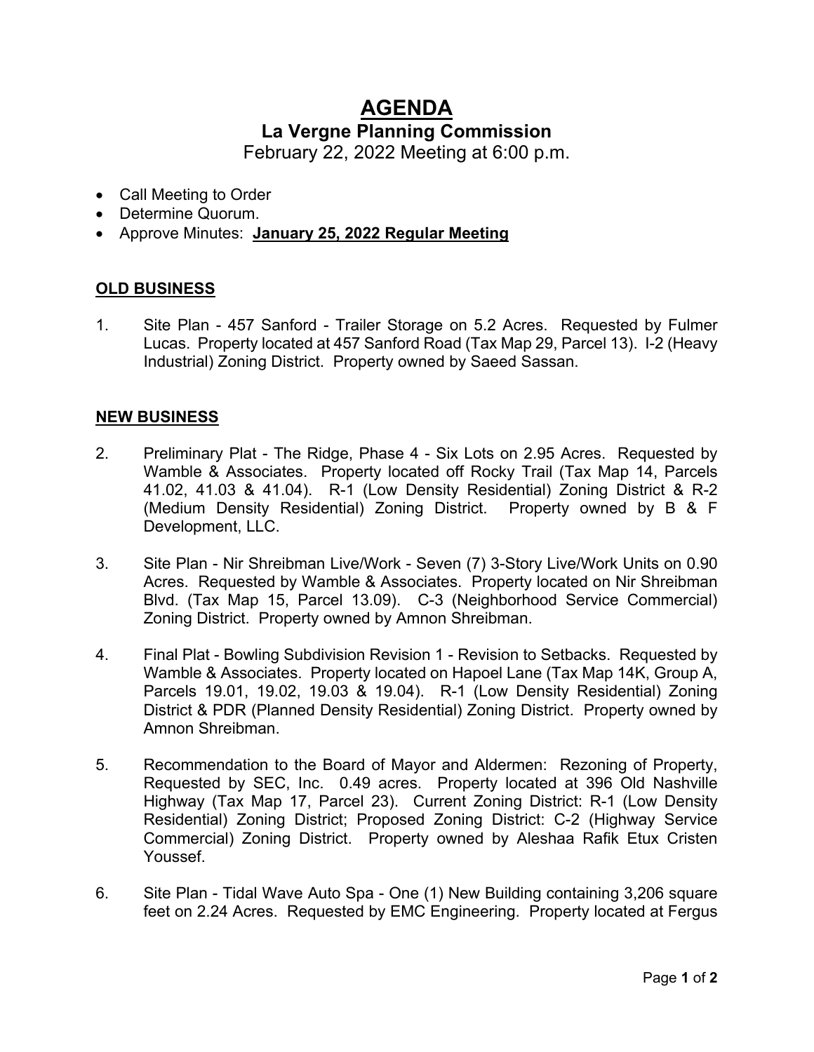# AGENDA

## La Vergne Planning Commission

February 22, 2022 Meeting at 6:00 p.m.

- Call Meeting to Order
- Determine Quorum.
- Approve Minutes: **January 25, 2022 Regular Meeting**

**OLD BUSINESS**

1. Site Plan - 457 Sanford - Trailer Storage on 5.2 Acres. Requested by Fulmer Lucas. Property located at 457 Sanford Road (Tax Map 29, Parcel 13). I-2 (Heavy Industrial) Zoning District. Property owned by Saeed Sassan.

**NEW BUSINESS**

2. Preliminary Plat - The Ridge, Phase 4 - Six Lots on 2.95 Acres. Requested by Wamble & Associates. Property located off Rocky Trail (Tax Map 14, Parcels 41.02, 41.03 & 41.04). R-1 (Low Density Residential) Zoning District & R-2 (Medium Density Residential) Zoning District. Property owned by B & F Development, LLC.

3. Site Plan - Nir Shreibman Live/Work - Seven (7) 3-Story Live/Work Units on 0.90 Acres. Requested by Wamble & Associates. Property located on Nir Shreibman Blvd. (Tax Map 15, Parcel 13.09). C-3 (Neighborhood Service Commercial) Zoning District. Property owned by Amnon Shreibman.

4. Final Plat - Bowling Subdivision Revision 1 - Revision to Setbacks. Requested by Wamble & Associates. Property located on Hapoel Lane (Tax Map 14K, Group A, Parcels 19.01, 19.02, 19.03 & 19.04). R-1 (Low Density Residential) Zoning District & PDR (Planned Density Residential) Zoning District. Property owned by Amnon Shreibman.

5. Recommendation to the Board of Mayor and Aldermen: Rezoning of Property, Requested by SEC, Inc. 0.49 acres. Property located at 396 Old Nashville Highway (Tax Map 17, Parcel 23). Current Zoning District: R-1 (Low Density Residential) Zoning District; Proposed Zoning District: C-2 (Highway Service Commercial) Zoning District. Property owned by Aleshaa Rafik Etux Cristen Youssef.

6. Site Plan - Tidal Wave Auto Spa - One (1) New Building containing 3,206 square feet on 2.24 Acres. Requested by EMC Engineering. Property located at Fergus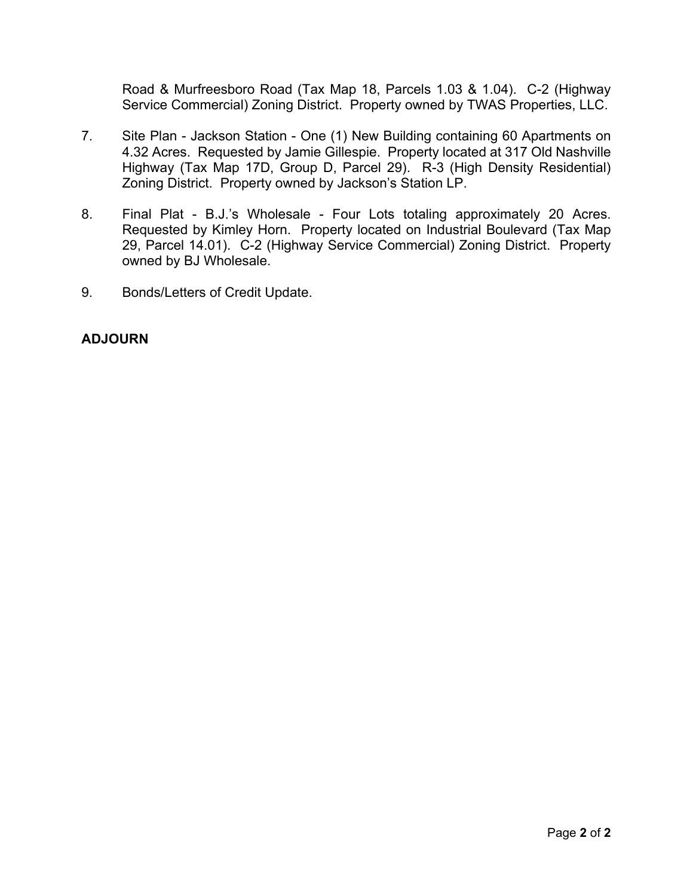Road & Murfreesboro Road (Tax Map 18, Parcels 1.03 & 1.04). C-2 (Highway Service Commercial) Zoning District. Property owned by TWAS Properties, LLC.

7. Site Plan - Jackson Station - One (1) New Building containing 60 Apartments on 4.32 Acres. Requested by Jamie Gillespie. Property located at 317 Old Nashville Highway (Tax Map 17D, Group D, Parcel 29). R-3 (High Density Residential) Zoning District. Property owned by Jackson's Station LP.

8. Final Plat - B.J.'s Wholesale - Four Lots totaling approximately 20 Acres. Requested by Kimley Horn. Property located on Industrial Boulevard (Tax Map 29, Parcel 14.01). C-2 (Highway Service Commercial) Zoning District. Property owned by BJ Wholesale.

9. Bonds/Letters of Credit Update.

**ADJOURN**